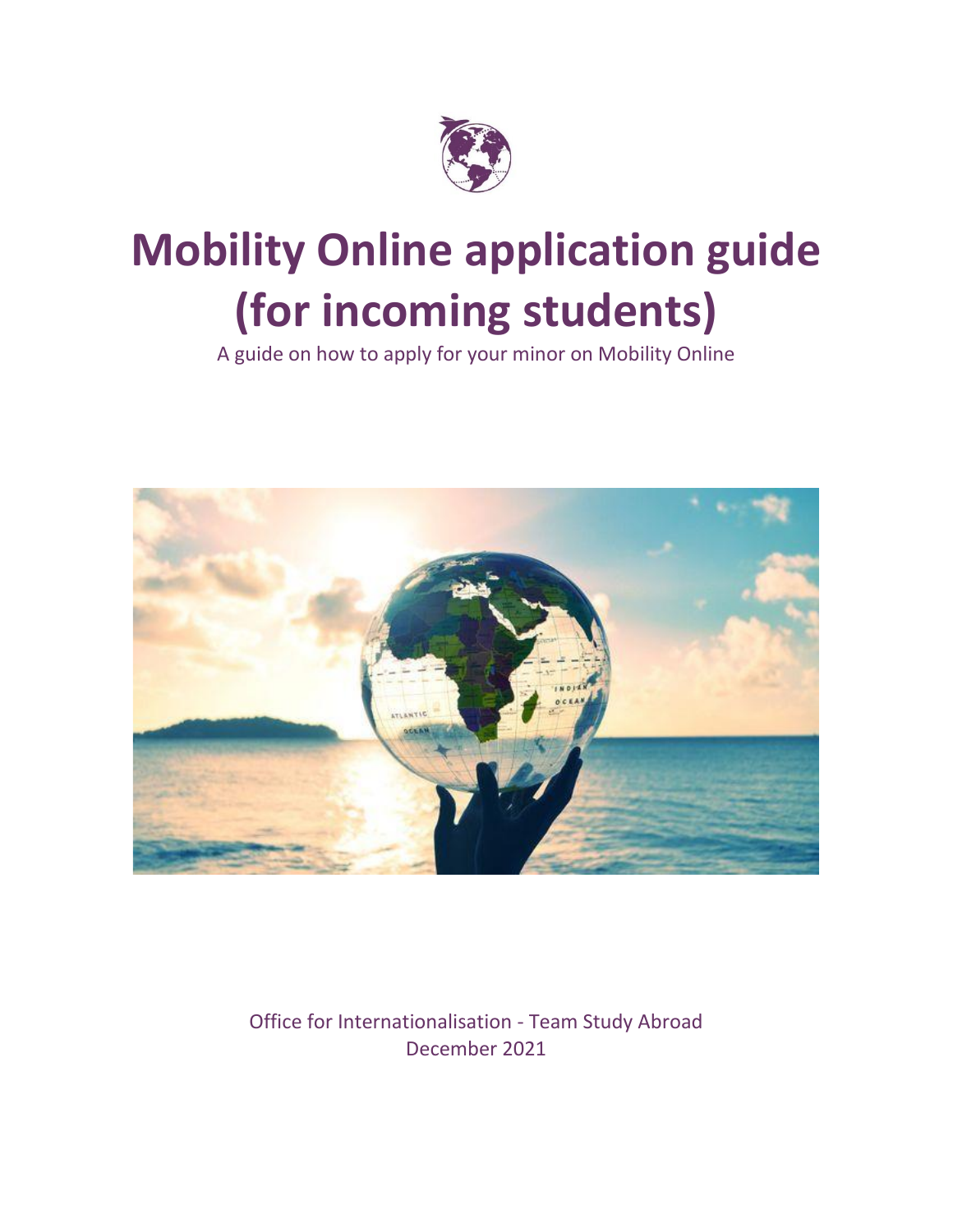# Mobility Online application guide (for incoming students)

A guide on how to apply for your minor on Mobility Online

Office for Internationalisation - Team Study Abroad

December 2021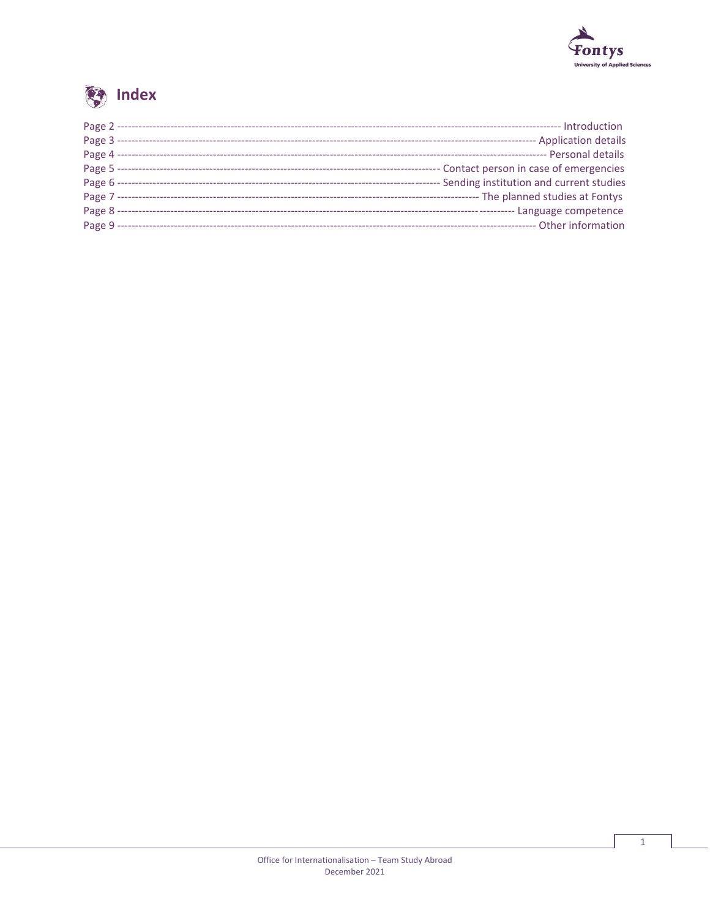# Index

Page 2 ---------------------------------------------------------------------------------------------------------------------- Introduction
Page 3 ---------------------------------------------------------------------------------------------------------------- Application details
Page 4 ------------------------------------------------------------------------------------------------------------------ Personal details
Page 5 ----------------------------------------------------------------------------------------- Contact person in case of emergencies
Page 6 ---------------------------------------------------------------------------------------- Sending institution and current studies
Page 7 ------------------------------------------------------------------------------------------------------- The planned studies at Fontys
Page 8 -------------------------------------------------------------------------------------------------------------- Language competence
Page 9 ---------------------------------------------------------------------------------------------------------------- Other information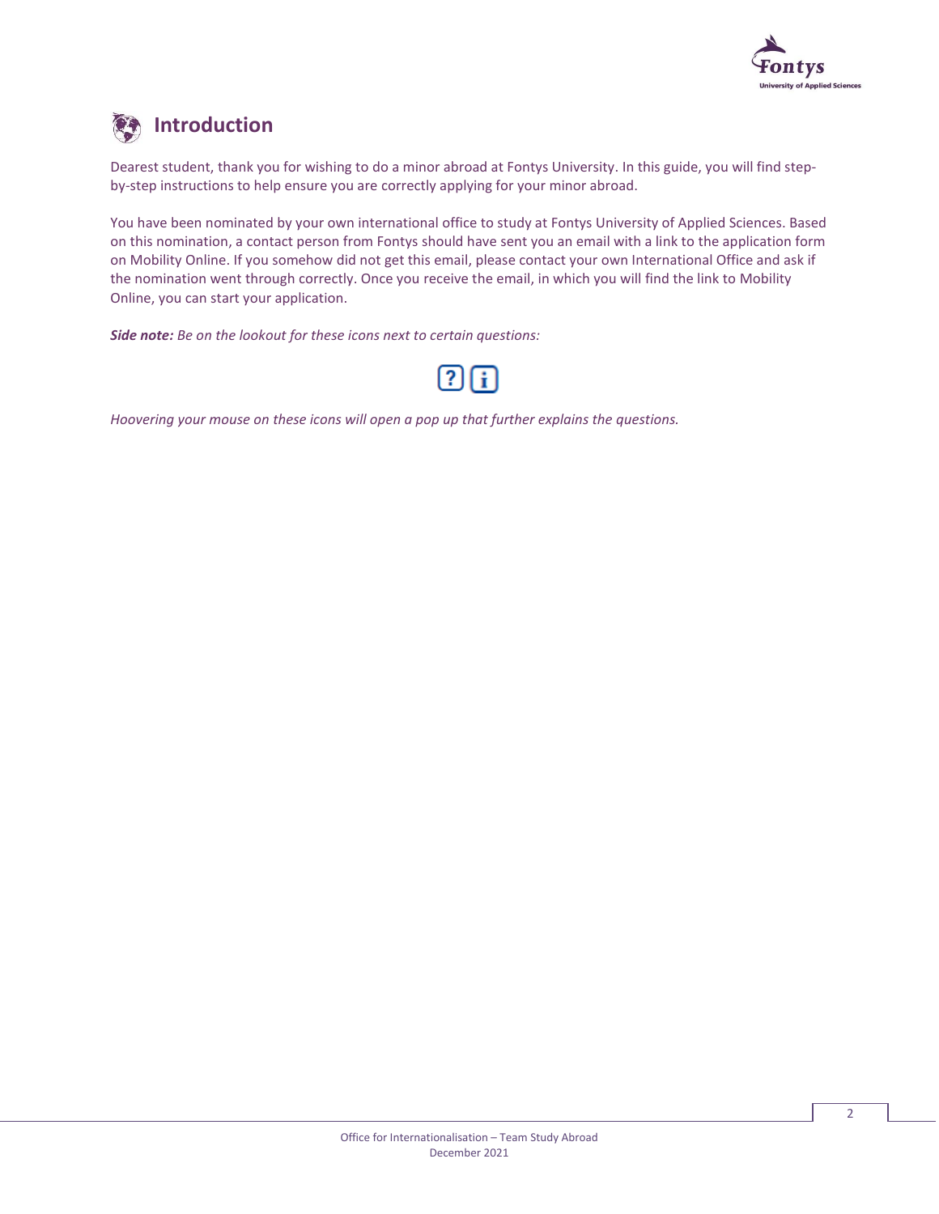# Introduction

Dearest student, thank you for wishing to do a minor abroad at Fontys University. In this guide, you will find step-by-step instructions to help ensure you are correctly applying for your minor abroad.

You have been nominated by your own international office to study at Fontys University of Applied Sciences. Based on this nomination, a contact person from Fontys should have sent you an email with a link to the application form on Mobility Online. If you somehow did not get this email, please contact your own International Office and ask if the nomination went through correctly. Once you receive the email, in which you will find the link to Mobility Online, you can start your application.

***Side note:*** *Be on the lookout for these icons next to certain questions:*

*Hoovering your mouse on these icons will open a pop up that further explains the questions.*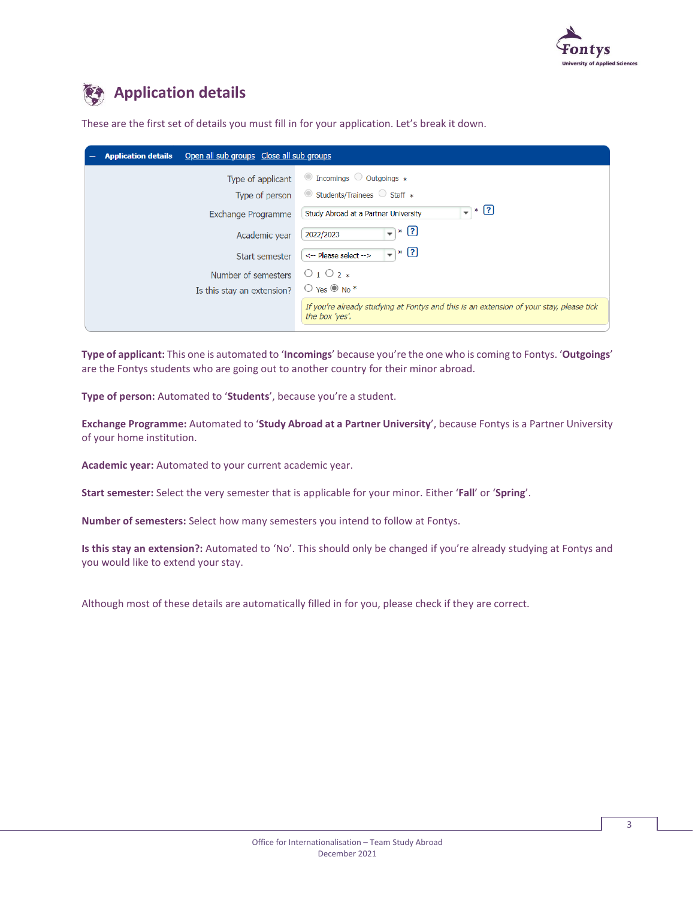# Application details

These are the first set of details you must fill in for your application. Let's break it down.

| Application details | |
| --- | --- |
| Type of applicant | Incomings / Outgoings * |
| Type of person | Students/Trainees / Staff * |
| Exchange Programme | Study Abroad at a Partner University * |
| Academic year | 2022/2023 * |
| Start semester | <-- Please select --> * |
| Number of semesters | 1 / 2 * |
| Is this stay an extension? | Yes / No * |
| | *If you're already studying at Fontys and this is an extension of your stay, please tick the box 'yes'.* |

**Type of applicant:** This one is automated to '**Incomings**' because you're the one who is coming to Fontys. '**Outgoings**' are the Fontys students who are going out to another country for their minor abroad.

**Type of person:** Automated to '**Students**', because you're a student.

**Exchange Programme:** Automated to '**Study Abroad at a Partner University**', because Fontys is a Partner University of your home institution.

**Academic year:** Automated to your current academic year.

**Start semester:** Select the very semester that is applicable for your minor. Either '**Fall**' or '**Spring**'.

**Number of semesters:** Select how many semesters you intend to follow at Fontys.

**Is this stay an extension?:** Automated to 'No'. This should only be changed if you're already studying at Fontys and you would like to extend your stay.

Although most of these details are automatically filled in for you, please check if they are correct.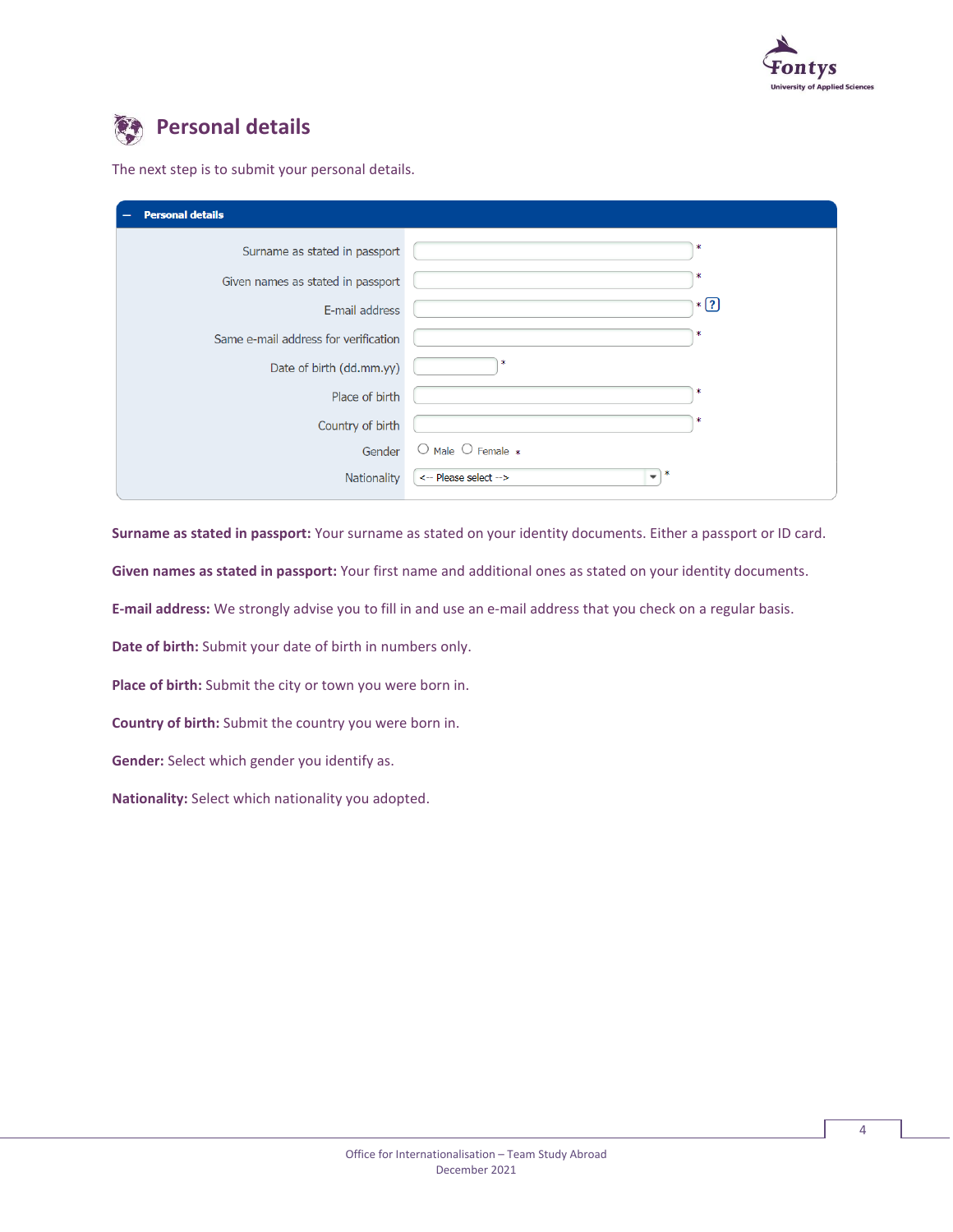# Personal details

The next step is to submit your personal details.

| Personal details | |
| --- | --- |
| Surname as stated in passport | * |
| Given names as stated in passport | * |
| E-mail address | * ? |
| Same e-mail address for verification | * |
| Date of birth (dd.mm.yy) | * |
| Place of birth | * |
| Country of birth | * |
| Gender | Male Female * |
| Nationality | <-- Please select --> * |

**Surname as stated in passport:** Your surname as stated on your identity documents. Either a passport or ID card.

**Given names as stated in passport:** Your first name and additional ones as stated on your identity documents.

**E-mail address:** We strongly advise you to fill in and use an e-mail address that you check on a regular basis.

**Date of birth:** Submit your date of birth in numbers only.

**Place of birth:** Submit the city or town you were born in.

**Country of birth:** Submit the country you were born in.

**Gender:** Select which gender you identify as.

**Nationality:** Select which nationality you adopted.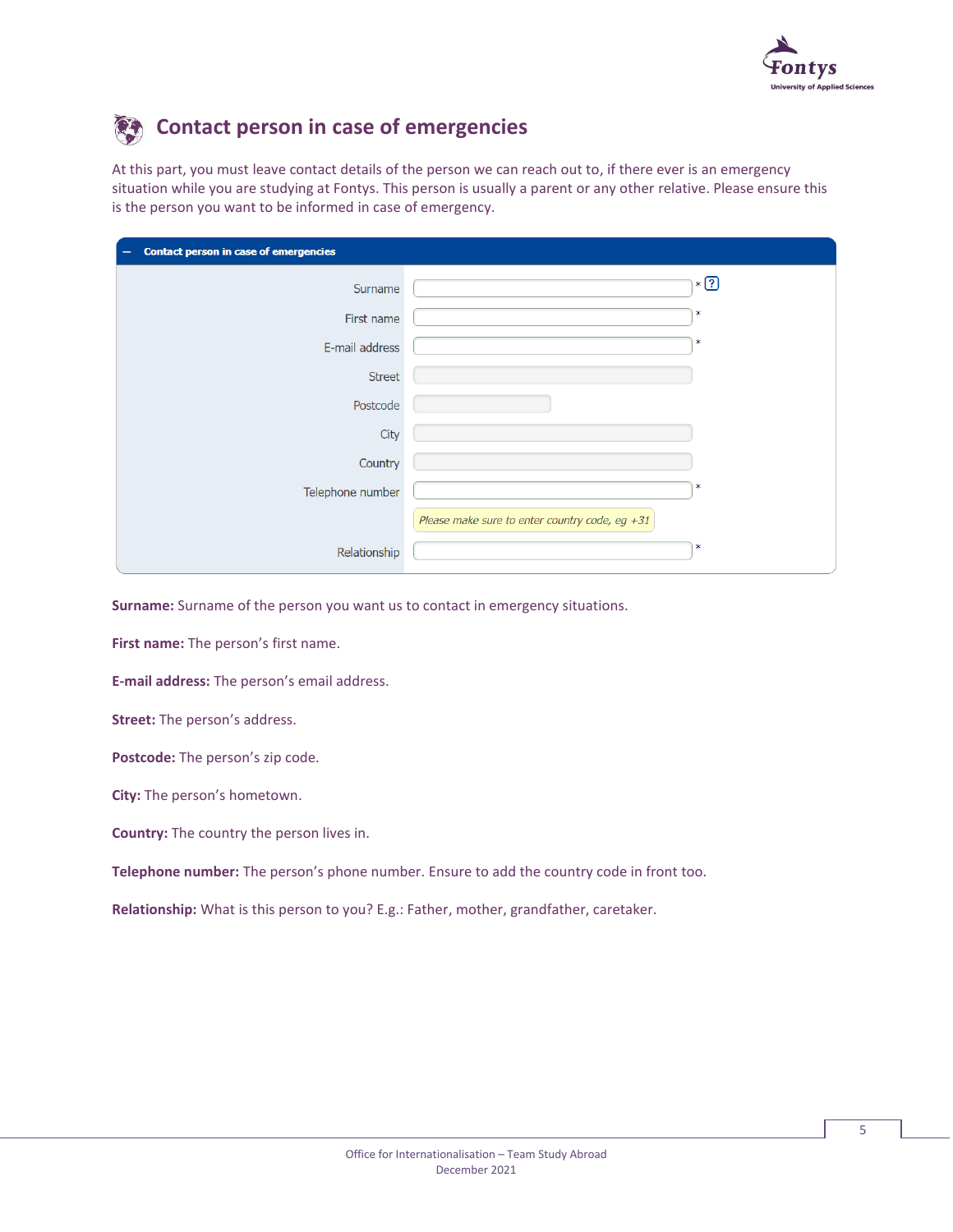## Contact person in case of emergencies

At this part, you must leave contact details of the person we can reach out to, if there ever is an emergency situation while you are studying at Fontys. This person is usually a parent or any other relative. Please ensure this is the person you want to be informed in case of emergency.

| Contact person in case of emergencies | |
|---|---|
| Surname | * |
| First name | * |
| E-mail address | * |
| Street | |
| Postcode | |
| City | |
| Country | |
| Telephone number | * |
| | Please make sure to enter country code, eg +31 |
| Relationship | * |

**Surname:** Surname of the person you want us to contact in emergency situations.

**First name:** The person's first name.

**E-mail address:** The person's email address.

**Street:** The person's address.

**Postcode:** The person's zip code.

**City:** The person's hometown.

**Country:** The country the person lives in.

**Telephone number:** The person's phone number. Ensure to add the country code in front too.

**Relationship:** What is this person to you? E.g.: Father, mother, grandfather, caretaker.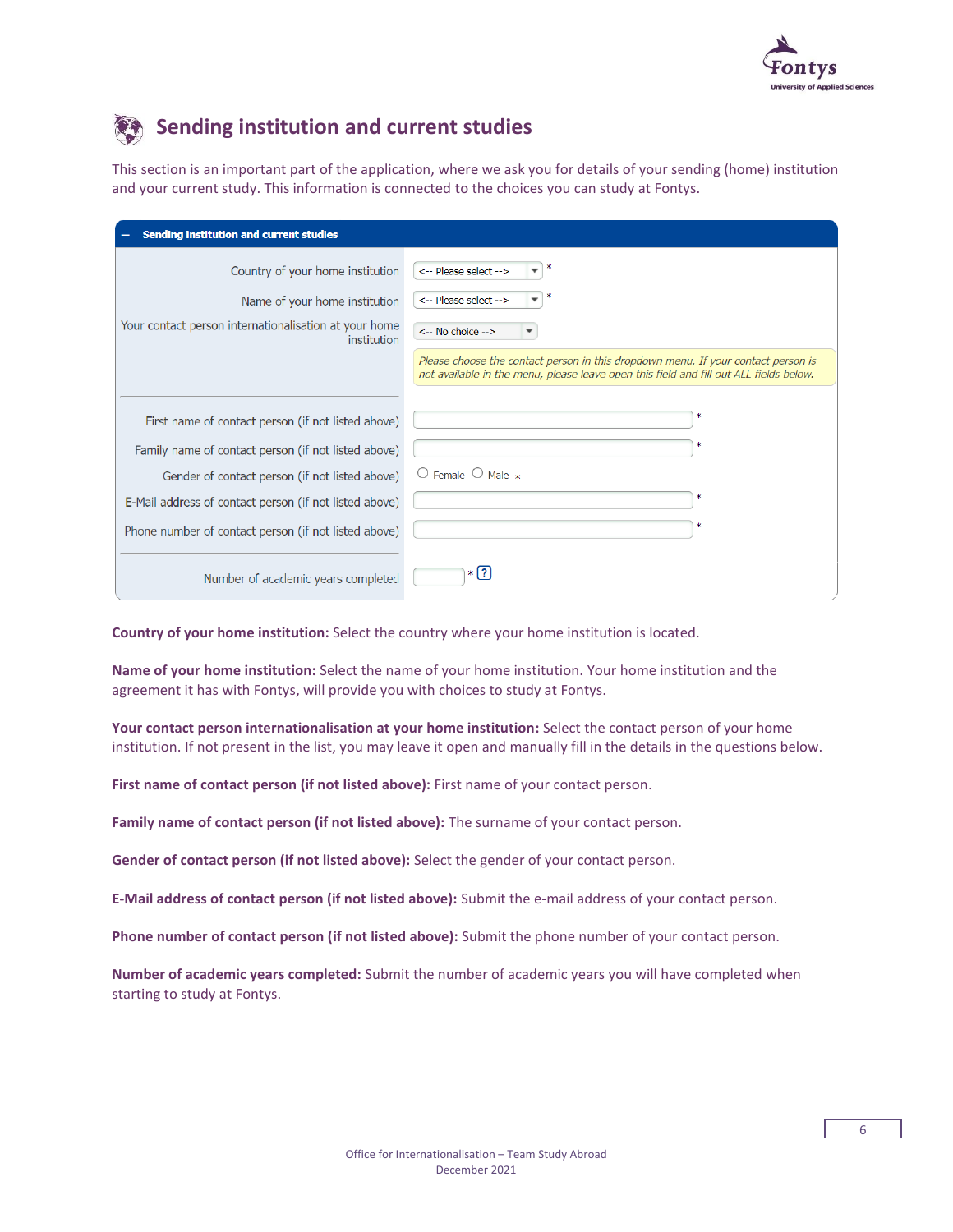## Sending institution and current studies

This section is an important part of the application, where we ask you for details of your sending (home) institution and your current study. This information is connected to the choices you can study at Fontys.

| Sending institution and current studies | |
|---|---|
| Country of your home institution | <-- Please select --> * |
| Name of your home institution | <-- Please select --> * |
| Your contact person internationalisation at your home institution | <-- No choice --> |
| | *Please choose the contact person in this dropdown menu. If your contact person is not available in the menu, please leave open this field and fill out ALL fields below.* |
| First name of contact person (if not listed above) | * |
| Family name of contact person (if not listed above) | * |
| Gender of contact person (if not listed above) | ○ Female ○ Male * |
| E-Mail address of contact person (if not listed above) | * |
| Phone number of contact person (if not listed above) | * |
| Number of academic years completed | * ? |

**Country of your home institution:** Select the country where your home institution is located.

**Name of your home institution:** Select the name of your home institution. Your home institution and the agreement it has with Fontys, will provide you with choices to study at Fontys.

**Your contact person internationalisation at your home institution:** Select the contact person of your home institution. If not present in the list, you may leave it open and manually fill in the details in the questions below.

**First name of contact person (if not listed above):** First name of your contact person.

**Family name of contact person (if not listed above):** The surname of your contact person.

**Gender of contact person (if not listed above):** Select the gender of your contact person.

**E-Mail address of contact person (if not listed above):** Submit the e-mail address of your contact person.

**Phone number of contact person (if not listed above):** Submit the phone number of your contact person.

**Number of academic years completed:** Submit the number of academic years you will have completed when starting to study at Fontys.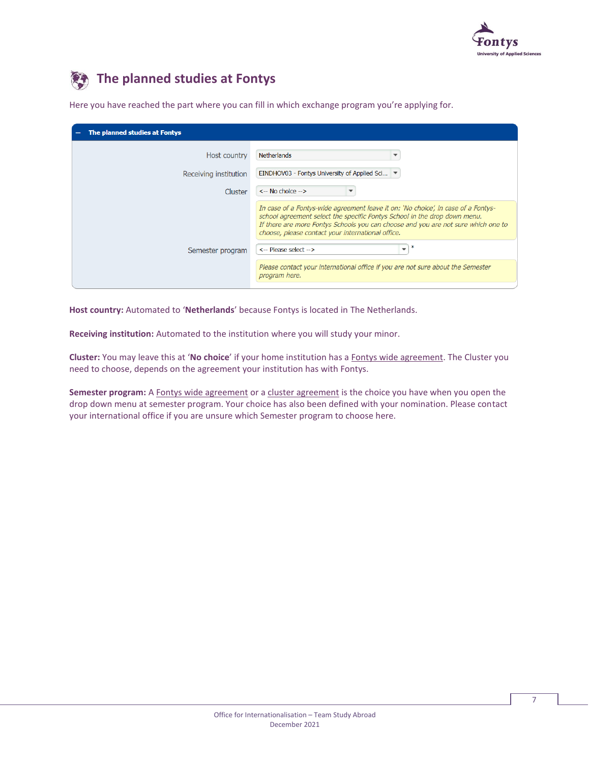# The planned studies at Fontys

Here you have reached the part where you can fill in which exchange program you're applying for.

| The planned studies at Fontys | |
|---|---|
| Host country | Netherlands |
| Receiving institution | EINDHOV03 - Fontys University of Applied Sci... |
| Cluster | <-- No choice --> |
| | *In case of a Fontys-wide agreement leave it on: 'No choice', in case of a Fontys-school agreement select the specific Fontys School in the drop down menu. If there are more Fontys Schools you can choose and you are not sure which one to choose, please contact your international office.* |
| Semester program | <-- Please select --> * |
| | *Please contact your international office if you are not sure about the Semester program here.* |

**Host country:** Automated to '**Netherlands**' because Fontys is located in The Netherlands.

**Receiving institution:** Automated to the institution where you will study your minor.

**Cluster:** You may leave this at '**No choice**' if your home institution has a Fontys wide agreement. The Cluster you need to choose, depends on the agreement your institution has with Fontys.

**Semester program:** A Fontys wide agreement or a cluster agreement is the choice you have when you open the drop down menu at semester program. Your choice has also been defined with your nomination. Please contact your international office if you are unsure which Semester program to choose here.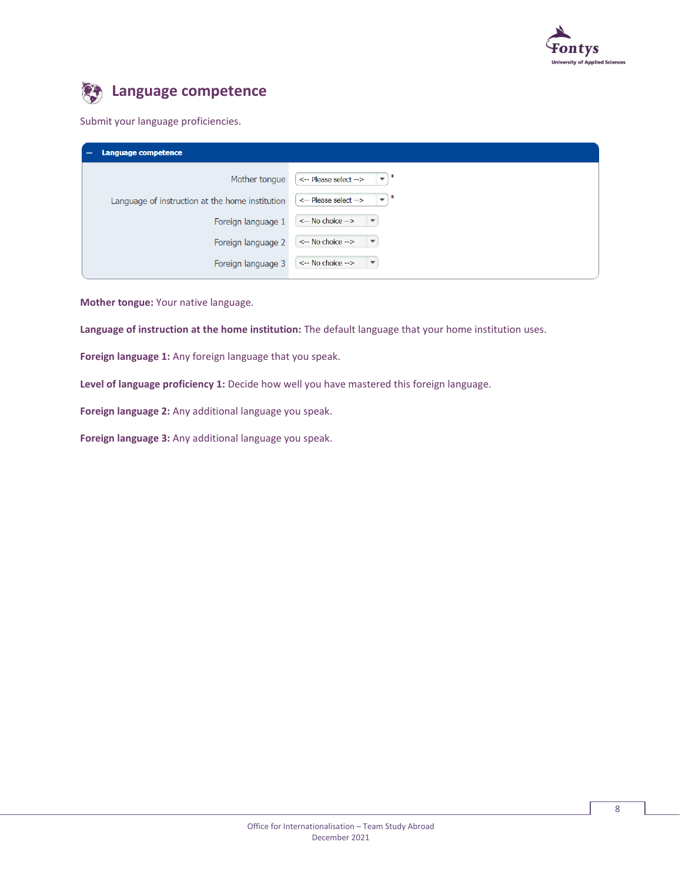## Language competence

Submit your language proficiencies.

| Language competence | |
|---|---|
| Mother tongue | <-- Please select --> * |
| Language of instruction at the home institution | <-- Please select --> * |
| Foreign language 1 | <-- No choice --> |
| Foreign language 2 | <-- No choice --> |
| Foreign language 3 | <-- No choice --> |

**Mother tongue:** Your native language.

**Language of instruction at the home institution:** The default language that your home institution uses.

**Foreign language 1:** Any foreign language that you speak.

**Level of language proficiency 1:** Decide how well you have mastered this foreign language.

**Foreign language 2:** Any additional language you speak.

**Foreign language 3:** Any additional language you speak.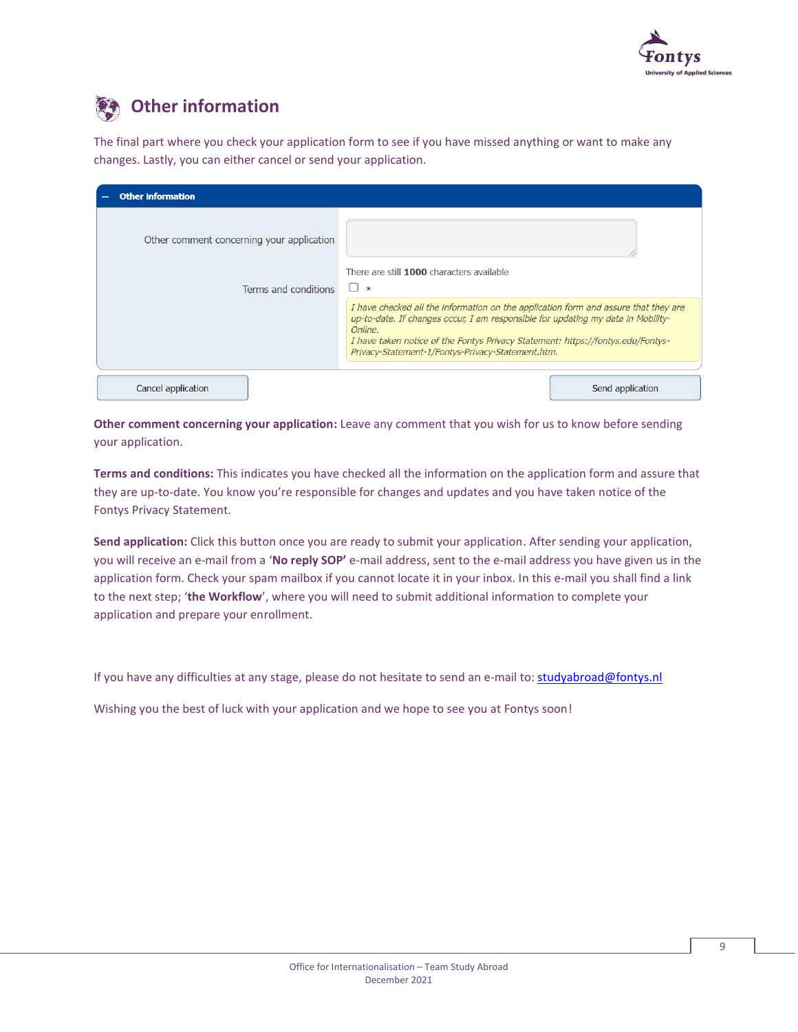## Other information

The final part where you check your application form to see if you have missed anything or want to make any changes. Lastly, you can either cancel or send your application.

**Other information**

Other comment concerning your application

There are still **1000** characters available

Terms and conditions ☐ *

*I have checked all the information on the application form and assure that they are up-to-date. If changes occur, I am responsible for updating my data in Mobility-Online.*
*I have taken notice of the Fontys Privacy Statement: https://fontys.edu/Fontys-Privacy-Statement-1/Fontys-Privacy-Statement.htm.*

Cancel application | Send application

**Other comment concerning your application:** Leave any comment that you wish for us to know before sending your application.

**Terms and conditions:** This indicates you have checked all the information on the application form and assure that they are up-to-date. You know you're responsible for changes and updates and you have taken notice of the Fontys Privacy Statement.

**Send application:** Click this button once you are ready to submit your application. After sending your application, you will receive an e-mail from a '**No reply SOP'** e-mail address, sent to the e-mail address you have given us in the application form. Check your spam mailbox if you cannot locate it in your inbox. In this e-mail you shall find a link to the next step; '**the Workflow**', where you will need to submit additional information to complete your application and prepare your enrollment.

If you have any difficulties at any stage, please do not hesitate to send an e-mail to: studyabroad@fontys.nl

Wishing you the best of luck with your application and we hope to see you at Fontys soon!